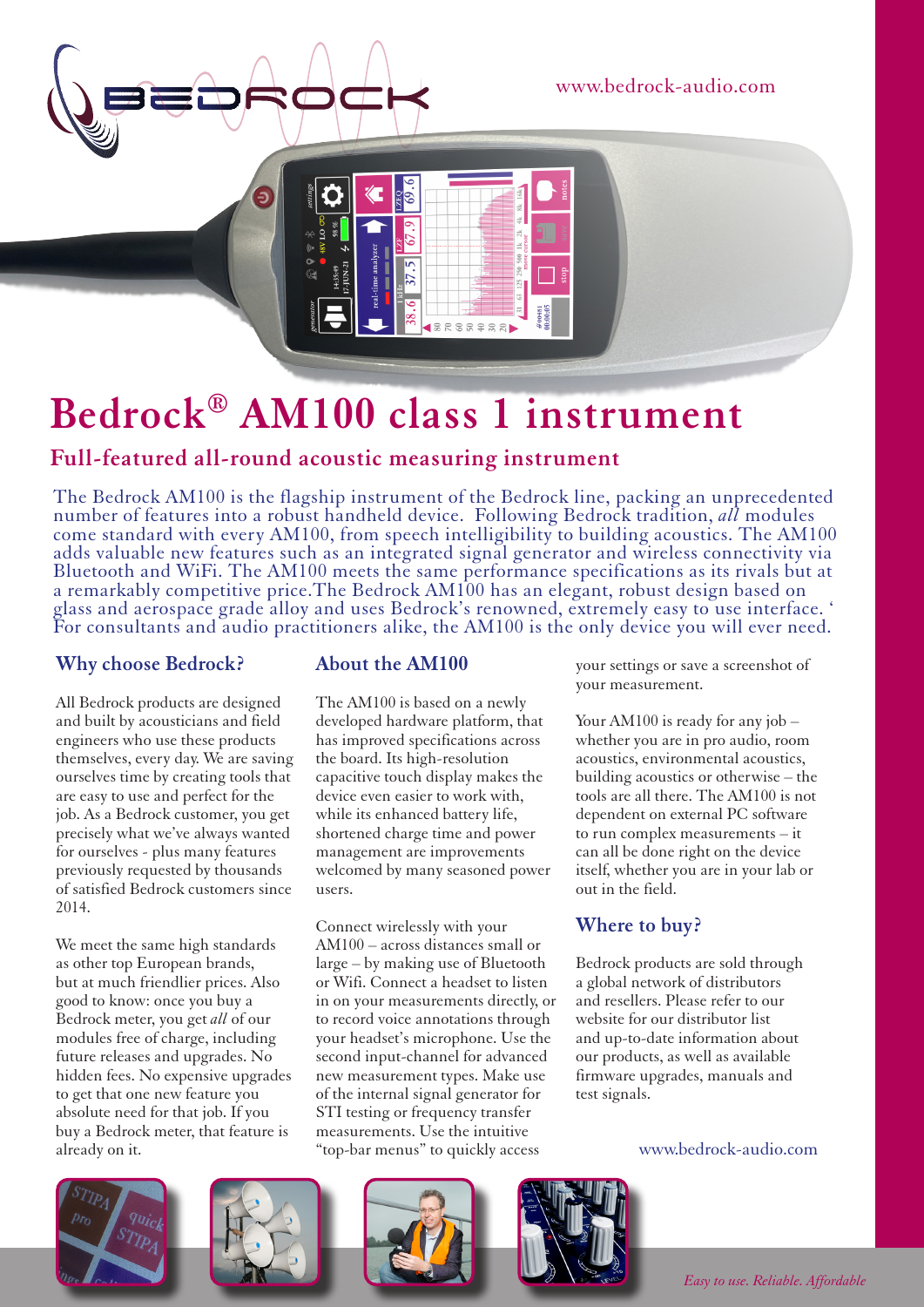www.bedrock-audio.com

# Bedrock® AM100 class 1 instrument

## Full-featured all-round acoustic measuring instrument

The Bedrock AM100 is the flagship instrument of the Bedrock line, packing an unprecedented number of features into a robust handheld device. Following Bedrock tradition, *all* modules come standard with every AM100, from speech intelligibility to building acoustics. The AM100 adds valuable new features such as an integrated signal generator and wireless connectivity via Bluetooth and WiFi. The AM100 meets the same performance specifications as its rivals but at a remarkably competitive price.The Bedrock AM100 has an elegant, robust design based on glass and aerospace grade alloy and uses Bedrock's renowned, extremely easy to use interface. ' For consultants and audio practitioners alike, the AM100 is the only device you will ever need.

### Why choose Bedrock?

All Bedrock products are designed and built by acousticians and field engineers who use these products themselves, every day. We are saving ourselves time by creating tools that are easy to use and perfect for the job. As a Bedrock customer, you get precisely what we've always wanted for ourselves - plus many features previously requested by thousands of satisfied Bedrock customers since 2014.

We meet the same high standards as other top European brands, but at much friendlier prices. Also good to know: once you buy a Bedrock meter, you get *all* of our modules free of charge, including future releases and upgrades. No hidden fees. No expensive upgrades to get that one new feature you absolute need for that job. If you buy a Bedrock meter, that feature is already on it.

### About the AM100

The AM100 is based on a newly developed hardware platform, that has improved specifications across the board. Its high-resolution capacitive touch display makes the device even easier to work with, while its enhanced battery life, shortened charge time and power management are improvements welcomed by many seasoned power users.

Connect wirelessly with your AM100 – across distances small or large – by making use of Bluetooth or Wifi. Connect a headset to listen in on your measurements directly, or to record voice annotations through your headset's microphone. Use the second input-channel for advanced new measurement types. Make use of the internal signal generator for STI testing or frequency transfer measurements. Use the intuitive "top-bar menus" to quickly access your settings or save a screenshot of your measurement.

Your AM100 is ready for any job – whether you are in pro audio, room acoustics, environmental acoustics, building acoustics or otherwise – the tools are all there. The AM100 is not dependent on external PC software to run complex measurements – it can all be done right on the device itself, whether you are in your lab or out in the field.

### Where to buy?

Bedrock products are sold through a global network of distributors and resellers. Please refer to our website for our distributor list and up-to-date information about our products, as well as available firmware upgrades, manuals and test signals.

www.bedrock-audio.com

*Easy to use. Reliable. Affordable*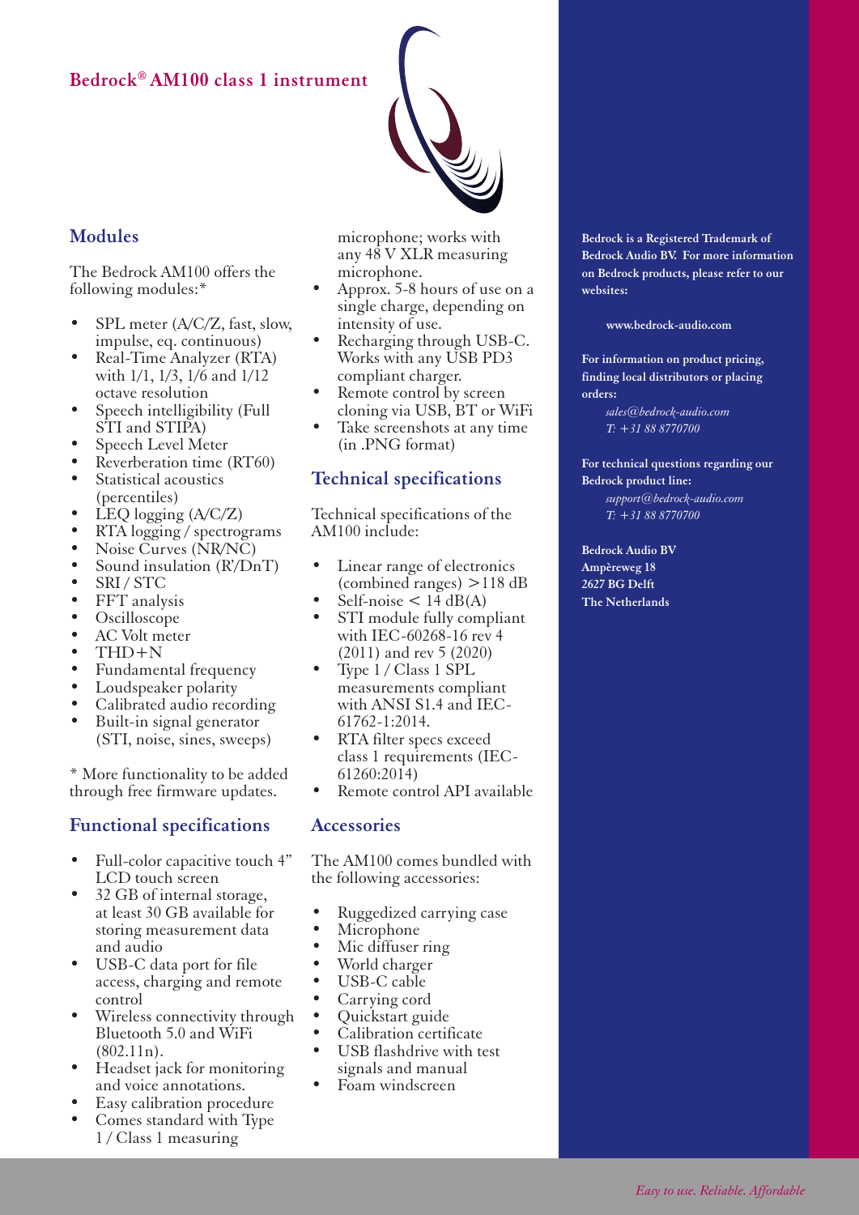# Bedrock® AM100 class 1 instrument

## Modules

The Bedrock AM100 offers the following modules:*

- SPL meter (A/C/Z, fast, slow, impulse, eq. continuous)
- Real-Time Analyzer (RTA) with 1/1, 1/3, 1/6 and 1/12 octave resolution
- Speech intelligibility (Full STI and STIPA)
- Speech Level Meter
- Reverberation time (RT60)
- Statistical acoustics (percentiles)
- LEQ logging (A/C/Z)
- RTA logging / spectrograms
- Noise Curves (NR/NC)
- Sound insulation (R'/DnT)
- SRI / STC
- FFT analysis
- Oscilloscope
- AC Volt meter
- THD+N
- Fundamental frequency
- Loudspeaker polarity
- Calibrated audio recording
- Built-in signal generator (STI, noise, sines, sweeps)

* More functionality to be added through free firmware updates.

## Functional specifications

- Full-color capacitive touch 4" LCD touch screen
- 32 GB of internal storage, at least 30 GB available for storing measurement data and audio
- USB-C data port for file access, charging and remote control
- Wireless connectivity through Bluetooth 5.0 and WiFi (802.11n).
- Headset jack for monitoring and voice annotations.
- Easy calibration procedure
- Comes standard with Type 1 / Class 1 measuring microphone; works with any 48 V XLR measuring microphone.
- Approx. 5-8 hours of use on a single charge, depending on intensity of use.
- Recharging through USB-C. Works with any USB PD3 compliant charger.
- Remote control by screen cloning via USB, BT or WiFi
- Take screenshots at any time (in .PNG format)

## Technical specifications

Technical specifications of the AM100 include:

- Linear range of electronics (combined ranges) >118 dB
- Self-noise < 14 dB(A)
- STI module fully compliant with IEC-60268-16 rev 4 (2011) and rev 5 (2020)
- Type 1 / Class 1 SPL measurements compliant with ANSI S1.4 and IEC-61762-1:2014.
- RTA filter specs exceed class 1 requirements (IEC-61260:2014)
- Remote control API available

## Accessories

The AM100 comes bundled with the following accessories:

- Ruggedized carrying case
- Microphone
- Mic diffuser ring
- World charger
- USB-C cable
- Carrying cord
- Quickstart guide
- Calibration certificate
- USB flashdrive with test signals and manual
- Foam windscreen

**Bedrock is a Registered Trademark of Bedrock Audio BV. For more information on Bedrock products, please refer to our websites:**

**www.bedrock-audio.com**

**For information on product pricing, finding local distributors or placing orders:**

*sales@bedrock-audio.com*
*T: +31 88 8770700*

**For technical questions regarding our Bedrock product line:**

*support@bedrock-audio.com*
*T: +31 88 8770700*

**Bedrock Audio BV**
**Ampèreweg 18**
**2627 BG Delft**
**The Netherlands**

*Easy to use. Reliable. Affordable*